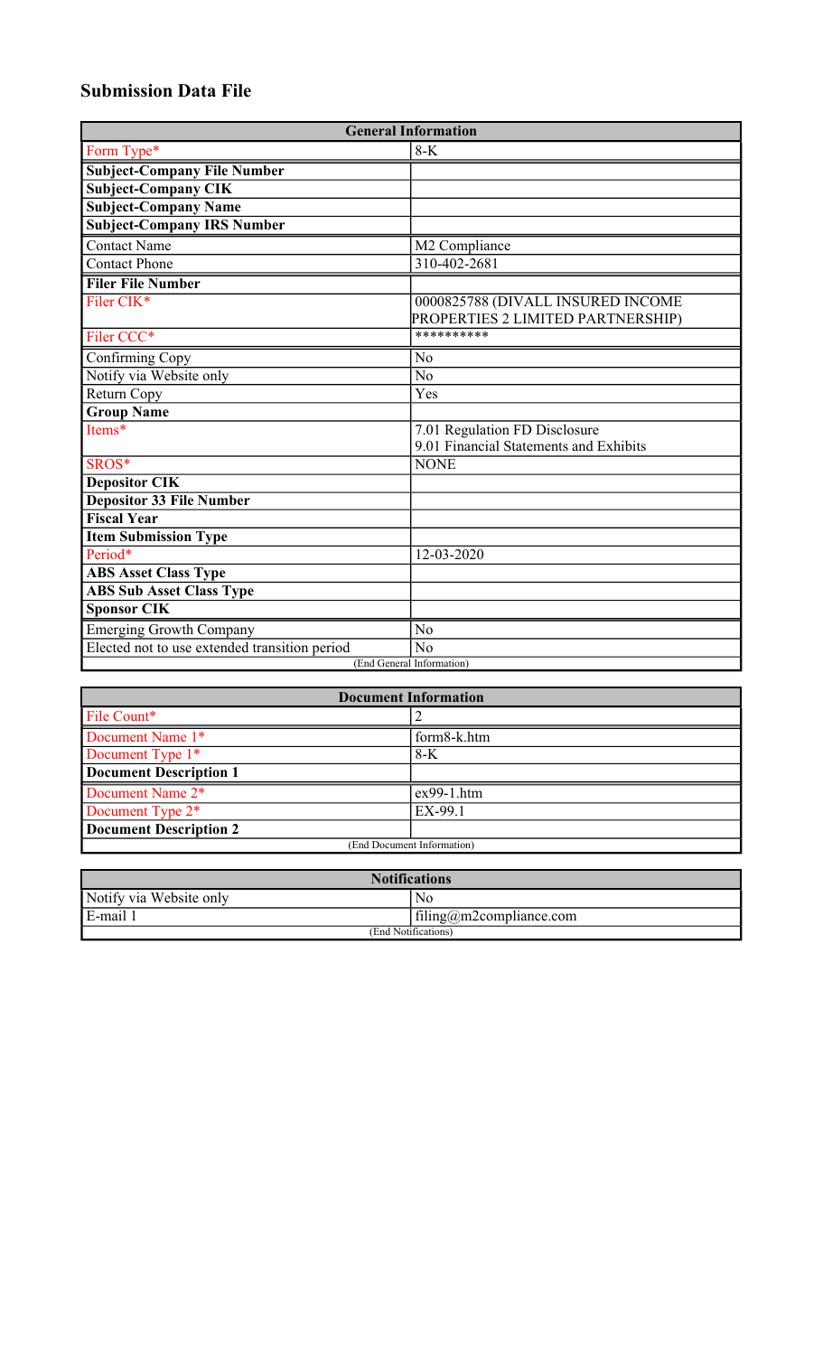# Submission Data File

| General Information | |
|---|---|
| Form Type* | 8-K |
| **Subject-Company File Number** | |
| **Subject-Company CIK** | |
| **Subject-Company Name** | |
| **Subject-Company IRS Number** | |
| Contact Name | M2 Compliance |
| Contact Phone | 310-402-2681 |
| **Filer File Number** | |
| Filer CIK* | 0000825788 (DIVALL INSURED INCOME PROPERTIES 2 LIMITED PARTNERSHIP) |
| Filer CCC* | ********** |
| Confirming Copy | No |
| Notify via Website only | No |
| Return Copy | Yes |
| **Group Name** | |
| Items* | 7.01 Regulation FD Disclosure<br>9.01 Financial Statements and Exhibits |
| SROS* | NONE |
| **Depositor CIK** | |
| **Depositor 33 File Number** | |
| **Fiscal Year** | |
| **Item Submission Type** | |
| Period* | 12-03-2020 |
| **ABS Asset Class Type** | |
| **ABS Sub Asset Class Type** | |
| **Sponsor CIK** | |
| Emerging Growth Company | No |
| Elected not to use extended transition period | No |
| (End General Information) | |

| Document Information | |
|---|---|
| File Count* | 2 |
| Document Name 1* | form8-k.htm |
| Document Type 1* | 8-K |
| **Document Description 1** | |
| Document Name 2* | ex99-1.htm |
| Document Type 2* | EX-99.1 |
| **Document Description 2** | |
| (End Document Information) | |

| Notifications | |
|---|---|
| Notify via Website only | No |
| E-mail 1 | filing@m2compliance.com |
| (End Notifications) | |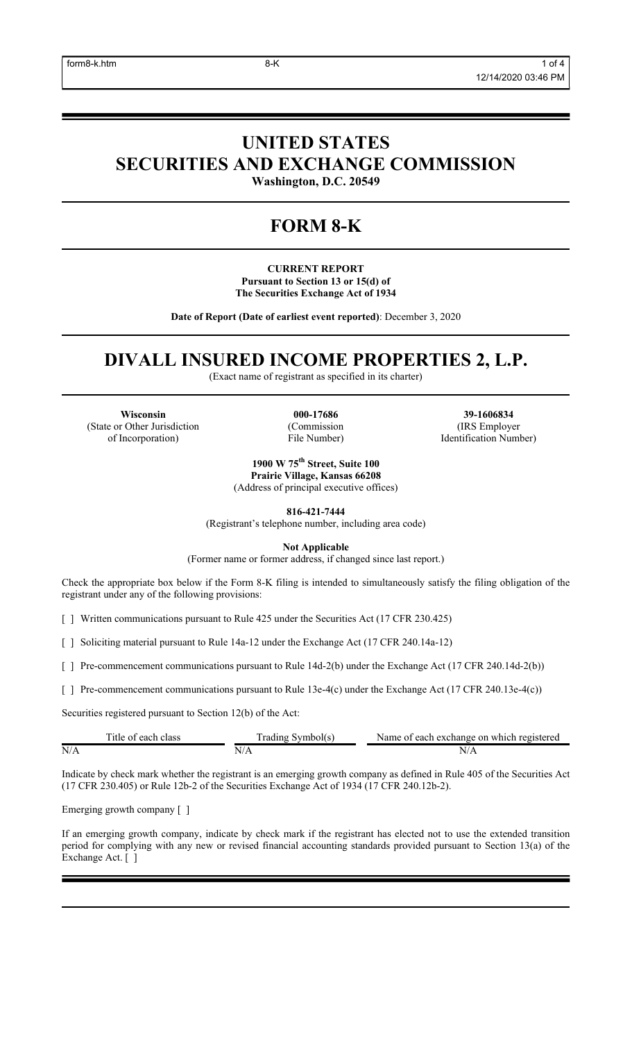# UNITED STATES
# SECURITIES AND EXCHANGE COMMISSION

**Washington, D.C. 20549**

# FORM 8-K

**CURRENT REPORT**
**Pursuant to Section 13 or 15(d) of**
**The Securities Exchange Act of 1934**

**Date of Report (Date of earliest event reported)**: December 3, 2020

# DIVALL INSURED INCOME PROPERTIES 2, L.P.

(Exact name of registrant as specified in its charter)

| **Wisconsin** | **000-17686** | **39-1606834** |
|---|---|---|
| (State or Other Jurisdiction of Incorporation) | (Commission File Number) | (IRS Employer Identification Number) |

**1900 W 75th Street, Suite 100**
**Prairie Village, Kansas 66208**
(Address of principal executive offices)

**816-421-7444**
(Registrant's telephone number, including area code)

**Not Applicable**
(Former name or former address, if changed since last report.)

Check the appropriate box below if the Form 8-K filing is intended to simultaneously satisfy the filing obligation of the registrant under any of the following provisions:

[ ] Written communications pursuant to Rule 425 under the Securities Act (17 CFR 230.425)

[ ] Soliciting material pursuant to Rule 14a-12 under the Exchange Act (17 CFR 240.14a-12)

[ ] Pre-commencement communications pursuant to Rule 14d-2(b) under the Exchange Act (17 CFR 240.14d-2(b))

[ ] Pre-commencement communications pursuant to Rule 13e-4(c) under the Exchange Act (17 CFR 240.13e-4(c))

Securities registered pursuant to Section 12(b) of the Act:

| Title of each class | Trading Symbol(s) | Name of each exchange on which registered |
|---|---|---|
| N/A | N/A | N/A |

Indicate by check mark whether the registrant is an emerging growth company as defined in Rule 405 of the Securities Act (17 CFR 230.405) or Rule 12b-2 of the Securities Exchange Act of 1934 (17 CFR 240.12b-2).

Emerging growth company [ ]

If an emerging growth company, indicate by check mark if the registrant has elected not to use the extended transition period for complying with any new or revised financial accounting standards provided pursuant to Section 13(a) of the Exchange Act. [ ]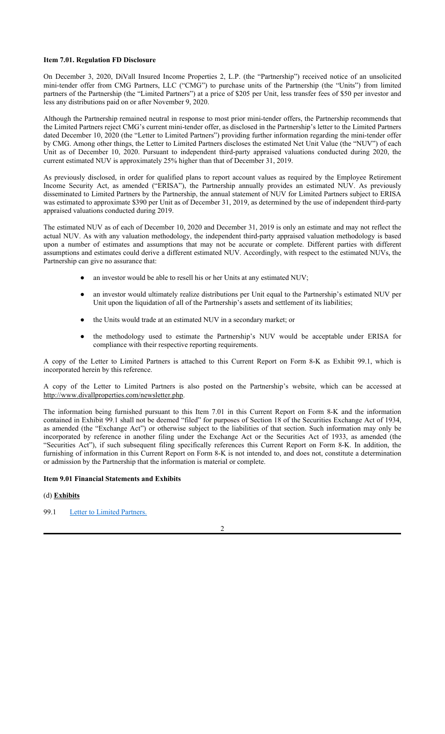**Item 7.01. Regulation FD Disclosure**

On December 3, 2020, DiVall Insured Income Properties 2, L.P. (the "Partnership") received notice of an unsolicited mini-tender offer from CMG Partners, LLC ("CMG") to purchase units of the Partnership (the "Units") from limited partners of the Partnership (the "Limited Partners") at a price of $205 per Unit, less transfer fees of $50 per investor and less any distributions paid on or after November 9, 2020.

Although the Partnership remained neutral in response to most prior mini-tender offers, the Partnership recommends that the Limited Partners reject CMG's current mini-tender offer, as disclosed in the Partnership's letter to the Limited Partners dated December 10, 2020 (the "Letter to Limited Partners") providing further information regarding the mini-tender offer by CMG. Among other things, the Letter to Limited Partners discloses the estimated Net Unit Value (the "NUV") of each Unit as of December 10, 2020. Pursuant to independent third-party appraised valuations conducted during 2020, the current estimated NUV is approximately 25% higher than that of December 31, 2019.

As previously disclosed, in order for qualified plans to report account values as required by the Employee Retirement Income Security Act, as amended ("ERISA"), the Partnership annually provides an estimated NUV. As previously disseminated to Limited Partners by the Partnership, the annual statement of NUV for Limited Partners subject to ERISA was estimated to approximate $390 per Unit as of December 31, 2019, as determined by the use of independent third-party appraised valuations conducted during 2019.

The estimated NUV as of each of December 10, 2020 and December 31, 2019 is only an estimate and may not reflect the actual NUV. As with any valuation methodology, the independent third-party appraised valuation methodology is based upon a number of estimates and assumptions that may not be accurate or complete. Different parties with different assumptions and estimates could derive a different estimated NUV. Accordingly, with respect to the estimated NUVs, the Partnership can give no assurance that:

- an investor would be able to resell his or her Units at any estimated NUV;
- an investor would ultimately realize distributions per Unit equal to the Partnership's estimated NUV per Unit upon the liquidation of all of the Partnership's assets and settlement of its liabilities;
- the Units would trade at an estimated NUV in a secondary market; or
- the methodology used to estimate the Partnership's NUV would be acceptable under ERISA for compliance with their respective reporting requirements.

A copy of the Letter to Limited Partners is attached to this Current Report on Form 8-K as Exhibit 99.1, which is incorporated herein by this reference.

A copy of the Letter to Limited Partners is also posted on the Partnership's website, which can be accessed at http://www.divallproperties.com/newsletter.php.

The information being furnished pursuant to this Item 7.01 in this Current Report on Form 8-K and the information contained in Exhibit 99.1 shall not be deemed "filed" for purposes of Section 18 of the Securities Exchange Act of 1934, as amended (the "Exchange Act") or otherwise subject to the liabilities of that section. Such information may only be incorporated by reference in another filing under the Exchange Act or the Securities Act of 1933, as amended (the "Securities Act"), if such subsequent filing specifically references this Current Report on Form 8-K. In addition, the furnishing of information in this Current Report on Form 8-K is not intended to, and does not, constitute a determination or admission by the Partnership that the information is material or complete.

**Item 9.01 Financial Statements and Exhibits**

(d) **Exhibits**

99.1 Letter to Limited Partners.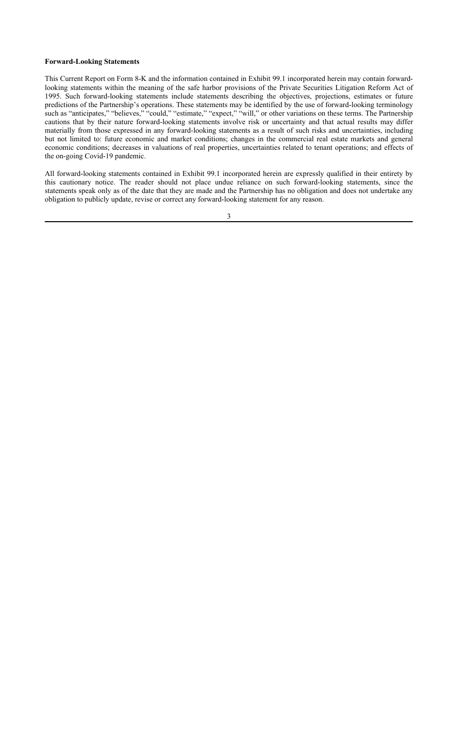**Forward-Looking Statements**

This Current Report on Form 8-K and the information contained in Exhibit 99.1 incorporated herein may contain forward-looking statements within the meaning of the safe harbor provisions of the Private Securities Litigation Reform Act of 1995. Such forward-looking statements include statements describing the objectives, projections, estimates or future predictions of the Partnership's operations. These statements may be identified by the use of forward-looking terminology such as "anticipates," "believes," "could," "estimate," "expect," "will," or other variations on these terms. The Partnership cautions that by their nature forward-looking statements involve risk or uncertainty and that actual results may differ materially from those expressed in any forward-looking statements as a result of such risks and uncertainties, including but not limited to: future economic and market conditions; changes in the commercial real estate markets and general economic conditions; decreases in valuations of real properties, uncertainties related to tenant operations; and effects of the on-going Covid-19 pandemic.

All forward-looking statements contained in Exhibit 99.1 incorporated herein are expressly qualified in their entirety by this cautionary notice. The reader should not place undue reliance on such forward-looking statements, since the statements speak only as of the date that they are made and the Partnership has no obligation and does not undertake any obligation to publicly update, revise or correct any forward-looking statement for any reason.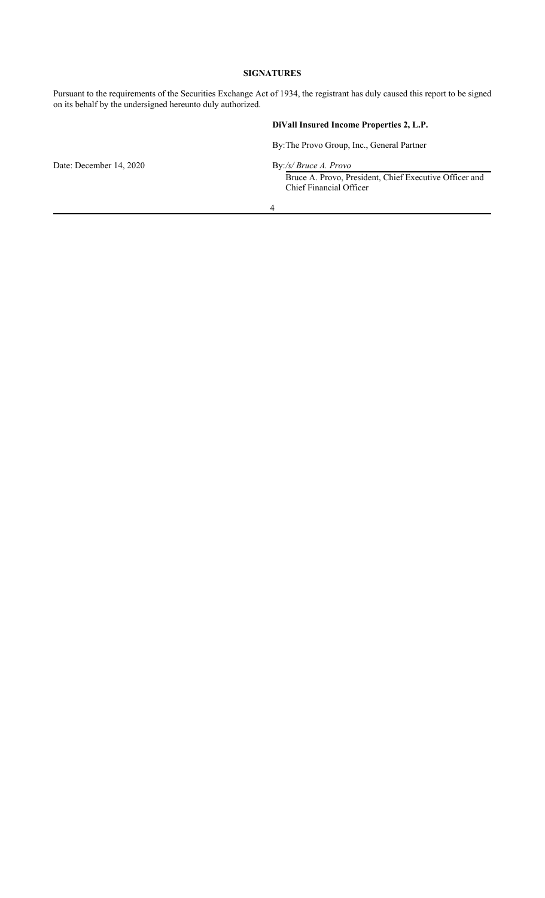## SIGNATURES

Pursuant to the requirements of the Securities Exchange Act of 1934, the registrant has duly caused this report to be signed on its behalf by the undersigned hereunto duly authorized.

**DiVall Insured Income Properties 2, L.P.**

By: The Provo Group, Inc., General Partner

Date: December 14, 2020

By: */s/ Bruce A. Provo*

Bruce A. Provo, President, Chief Executive Officer and Chief Financial Officer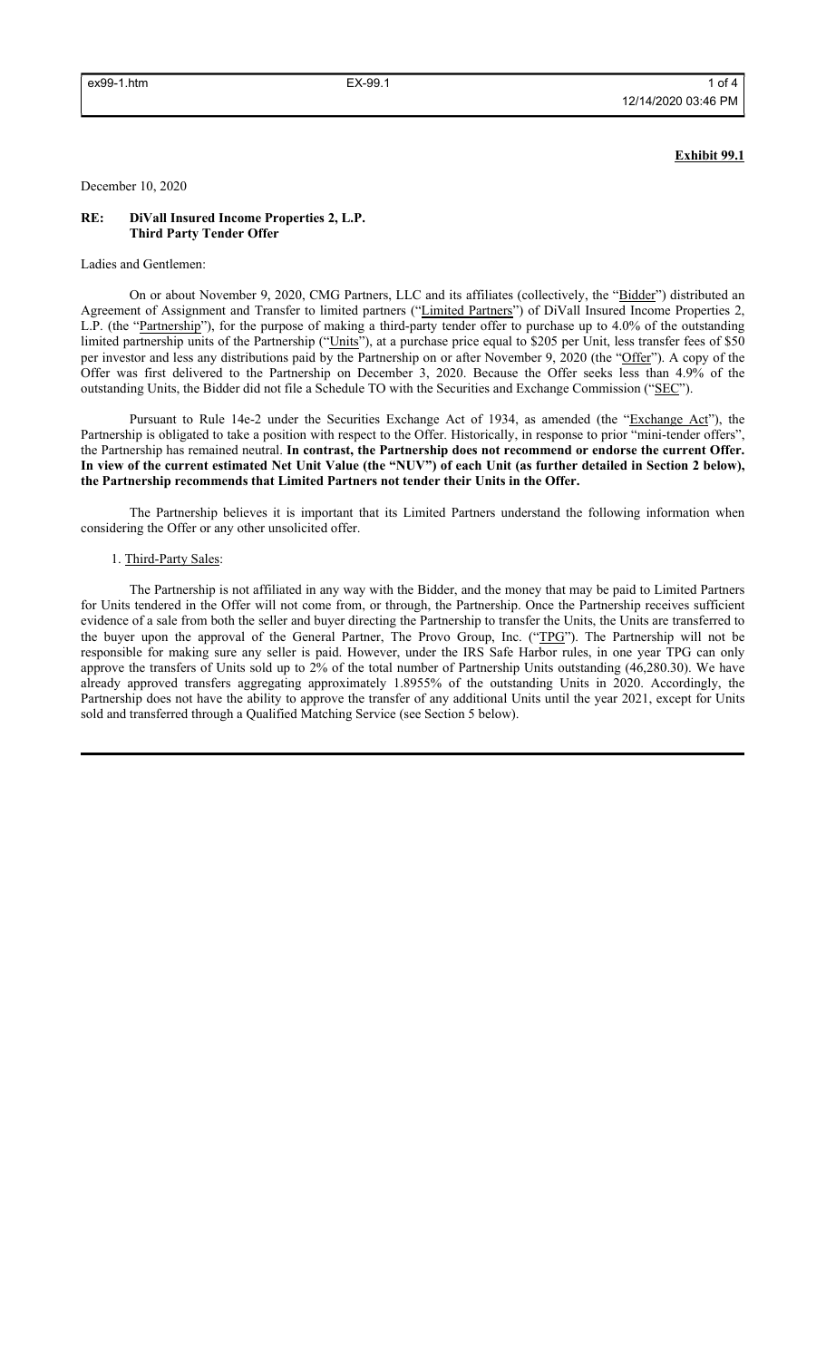**Exhibit 99.1**

December 10, 2020

**RE: DiVall Insured Income Properties 2, L.P.**
**Third Party Tender Offer**

Ladies and Gentlemen:

On or about November 9, 2020, CMG Partners, LLC and its affiliates (collectively, the "Bidder") distributed an Agreement of Assignment and Transfer to limited partners ("Limited Partners") of DiVall Insured Income Properties 2, L.P. (the "Partnership"), for the purpose of making a third-party tender offer to purchase up to 4.0% of the outstanding limited partnership units of the Partnership ("Units"), at a purchase price equal to $205 per Unit, less transfer fees of $50 per investor and less any distributions paid by the Partnership on or after November 9, 2020 (the "Offer"). A copy of the Offer was first delivered to the Partnership on December 3, 2020. Because the Offer seeks less than 4.9% of the outstanding Units, the Bidder did not file a Schedule TO with the Securities and Exchange Commission ("SEC").

Pursuant to Rule 14e-2 under the Securities Exchange Act of 1934, as amended (the "Exchange Act"), the Partnership is obligated to take a position with respect to the Offer. Historically, in response to prior "mini-tender offers", the Partnership has remained neutral. **In contrast, the Partnership does not recommend or endorse the current Offer. In view of the current estimated Net Unit Value (the "NUV") of each Unit (as further detailed in Section 2 below), the Partnership recommends that Limited Partners not tender their Units in the Offer.**

The Partnership believes it is important that its Limited Partners understand the following information when considering the Offer or any other unsolicited offer.

1. Third-Party Sales:

The Partnership is not affiliated in any way with the Bidder, and the money that may be paid to Limited Partners for Units tendered in the Offer will not come from, or through, the Partnership. Once the Partnership receives sufficient evidence of a sale from both the seller and buyer directing the Partnership to transfer the Units, the Units are transferred to the buyer upon the approval of the General Partner, The Provo Group, Inc. ("TPG"). The Partnership will not be responsible for making sure any seller is paid. However, under the IRS Safe Harbor rules, in one year TPG can only approve the transfers of Units sold up to 2% of the total number of Partnership Units outstanding (46,280.30). We have already approved transfers aggregating approximately 1.8955% of the outstanding Units in 2020. Accordingly, the Partnership does not have the ability to approve the transfer of any additional Units until the year 2021, except for Units sold and transferred through a Qualified Matching Service (see Section 5 below).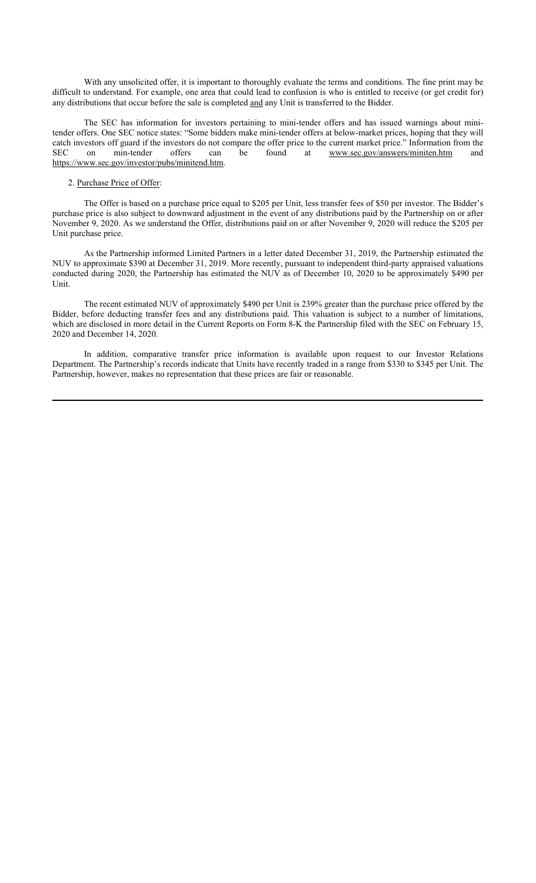With any unsolicited offer, it is important to thoroughly evaluate the terms and conditions. The fine print may be difficult to understand. For example, one area that could lead to confusion is who is entitled to receive (or get credit for) any distributions that occur before the sale is completed <u>and</u> any Unit is transferred to the Bidder.

The SEC has information for investors pertaining to mini-tender offers and has issued warnings about mini-tender offers. One SEC notice states: "Some bidders make mini-tender offers at below-market prices, hoping that they will catch investors off guard if the investors do not compare the offer price to the current market price." Information from the SEC on min-tender offers can be found at www.sec.gov/answers/miniten.htm and https://www.sec.gov/investor/pubs/minitend.htm.

2. <u>Purchase Price of Offer</u>:

The Offer is based on a purchase price equal to $205 per Unit, less transfer fees of $50 per investor. The Bidder's purchase price is also subject to downward adjustment in the event of any distributions paid by the Partnership on or after November 9, 2020. As we understand the Offer, distributions paid on or after November 9, 2020 will reduce the $205 per Unit purchase price.

As the Partnership informed Limited Partners in a letter dated December 31, 2019, the Partnership estimated the NUV to approximate $390 at December 31, 2019. More recently, pursuant to independent third-party appraised valuations conducted during 2020, the Partnership has estimated the NUV as of December 10, 2020 to be approximately $490 per Unit.

The recent estimated NUV of approximately $490 per Unit is 239% greater than the purchase price offered by the Bidder, before deducting transfer fees and any distributions paid. This valuation is subject to a number of limitations, which are disclosed in more detail in the Current Reports on Form 8-K the Partnership filed with the SEC on February 15, 2020 and December 14, 2020.

In addition, comparative transfer price information is available upon request to our Investor Relations Department. The Partnership's records indicate that Units have recently traded in a range from $330 to $345 per Unit. The Partnership, however, makes no representation that these prices are fair or reasonable.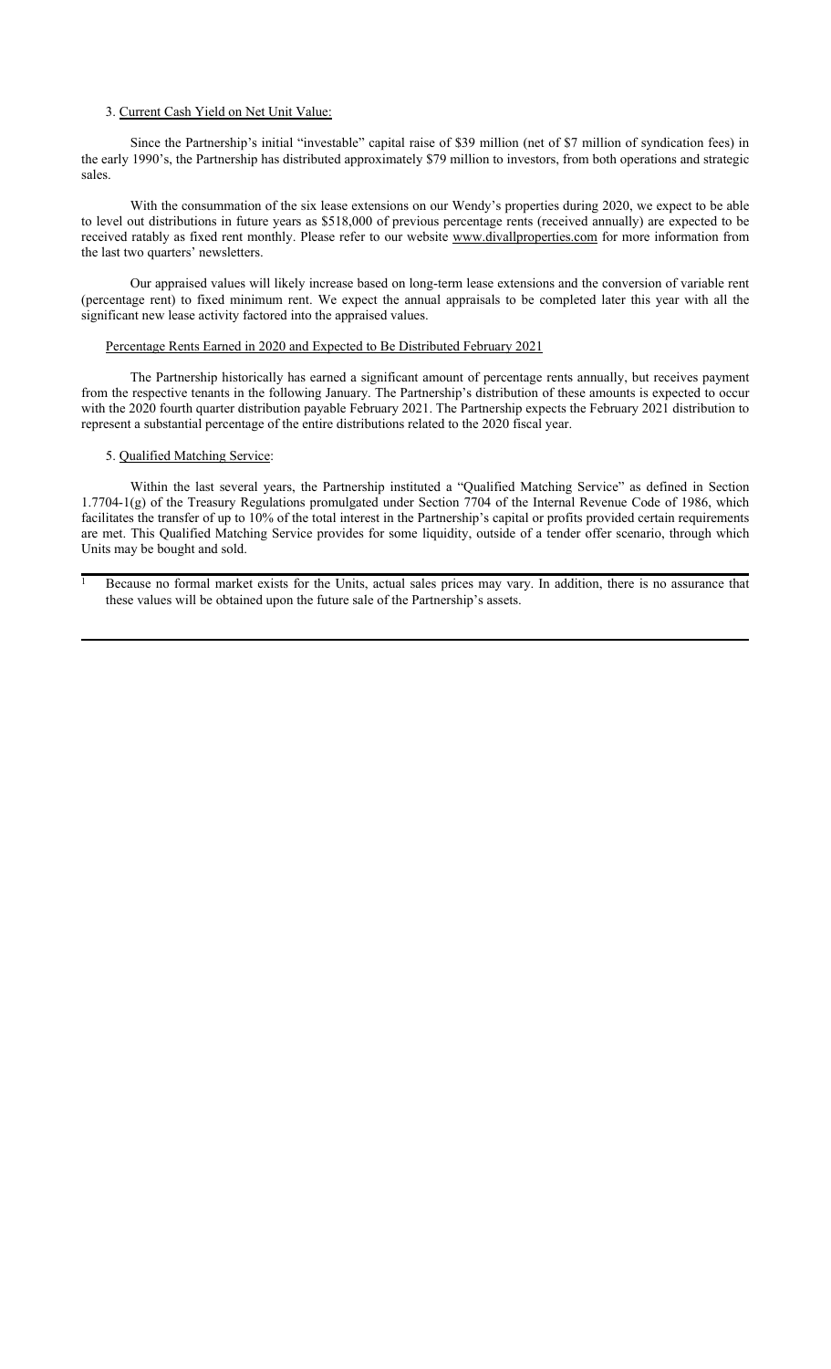3. Current Cash Yield on Net Unit Value:

Since the Partnership's initial "investable" capital raise of $39 million (net of $7 million of syndication fees) in the early 1990's, the Partnership has distributed approximately $79 million to investors, from both operations and strategic sales.

With the consummation of the six lease extensions on our Wendy's properties during 2020, we expect to be able to level out distributions in future years as $518,000 of previous percentage rents (received annually) are expected to be received ratably as fixed rent monthly. Please refer to our website www.divallproperties.com for more information from the last two quarters' newsletters.

Our appraised values will likely increase based on long-term lease extensions and the conversion of variable rent (percentage rent) to fixed minimum rent. We expect the annual appraisals to be completed later this year with all the significant new lease activity factored into the appraised values.

Percentage Rents Earned in 2020 and Expected to Be Distributed February 2021

The Partnership historically has earned a significant amount of percentage rents annually, but receives payment from the respective tenants in the following January. The Partnership's distribution of these amounts is expected to occur with the 2020 fourth quarter distribution payable February 2021. The Partnership expects the February 2021 distribution to represent a substantial percentage of the entire distributions related to the 2020 fiscal year.

5. Qualified Matching Service:

Within the last several years, the Partnership instituted a "Qualified Matching Service" as defined in Section 1.7704-1(g) of the Treasury Regulations promulgated under Section 7704 of the Internal Revenue Code of 1986, which facilitates the transfer of up to 10% of the total interest in the Partnership's capital or profits provided certain requirements are met. This Qualified Matching Service provides for some liquidity, outside of a tender offer scenario, through which Units may be bought and sold.

---

[1] Because no formal market exists for the Units, actual sales prices may vary. In addition, there is no assurance that these values will be obtained upon the future sale of the Partnership's assets.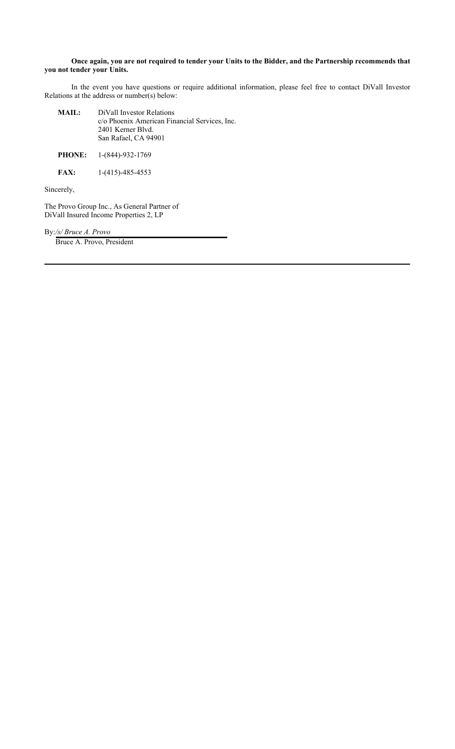**Once again, you are not required to tender your Units to the Bidder, and the Partnership recommends that you not tender your Units.**

In the event you have questions or require additional information, please feel free to contact DiVall Investor Relations at the address or number(s) below:

| | |
|---|---|
| **MAIL:** | DiVall Investor Relations<br>c/o Phoenix American Financial Services, Inc.<br>2401 Kerner Blvd.<br>San Rafael, CA 94901 |
| **PHONE:** | 1-(844)-932-1769 |
| **FAX:** | 1-(415)-485-4553 |

Sincerely,

The Provo Group Inc., As General Partner of
DiVall Insured Income Properties 2, LP

By: */s/ Bruce A. Provo*
Bruce A. Provo, President